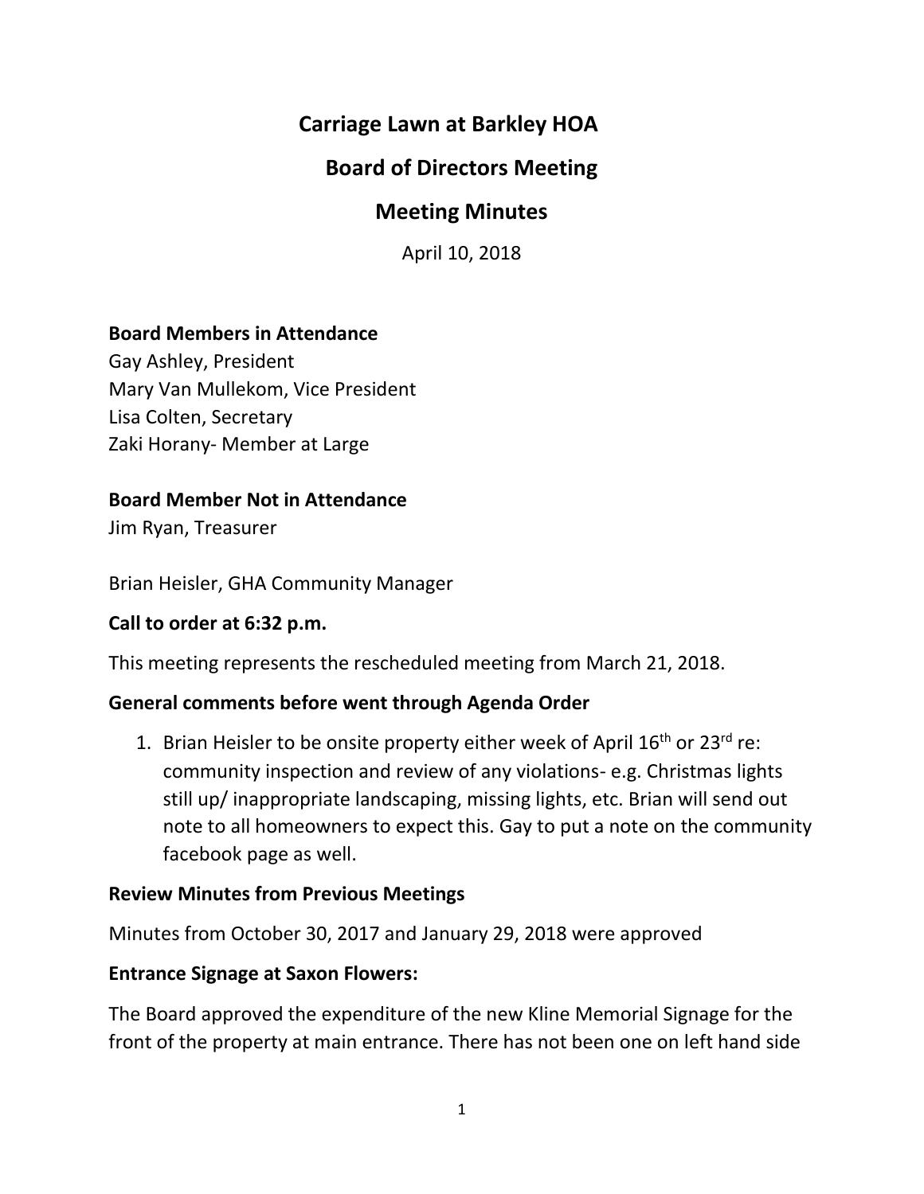# Carriage Lawn at Barkley HOA

## Board of Directors Meeting

## Meeting Minutes

April 10, 2018

**Board Members in Attendance**
Gay Ashley, President
Mary Van Mullekom, Vice President
Lisa Colten, Secretary
Zaki Horany- Member at Large

**Board Member Not in Attendance**
Jim Ryan, Treasurer

Brian Heisler, GHA Community Manager

**Call to order at 6:32 p.m.**

This meeting represents the rescheduled meeting from March 21, 2018.

**General comments before went through Agenda Order**

1. Brian Heisler to be onsite property either week of April 16th or 23rd re: community inspection and review of any violations- e.g. Christmas lights still up/ inappropriate landscaping, missing lights, etc. Brian will send out note to all homeowners to expect this. Gay to put a note on the community facebook page as well.

**Review Minutes from Previous Meetings**

Minutes from October 30, 2017 and January 29, 2018 were approved

**Entrance Signage at Saxon Flowers:**

The Board approved the expenditure of the new Kline Memorial Signage for the front of the property at main entrance. There has not been one on left hand side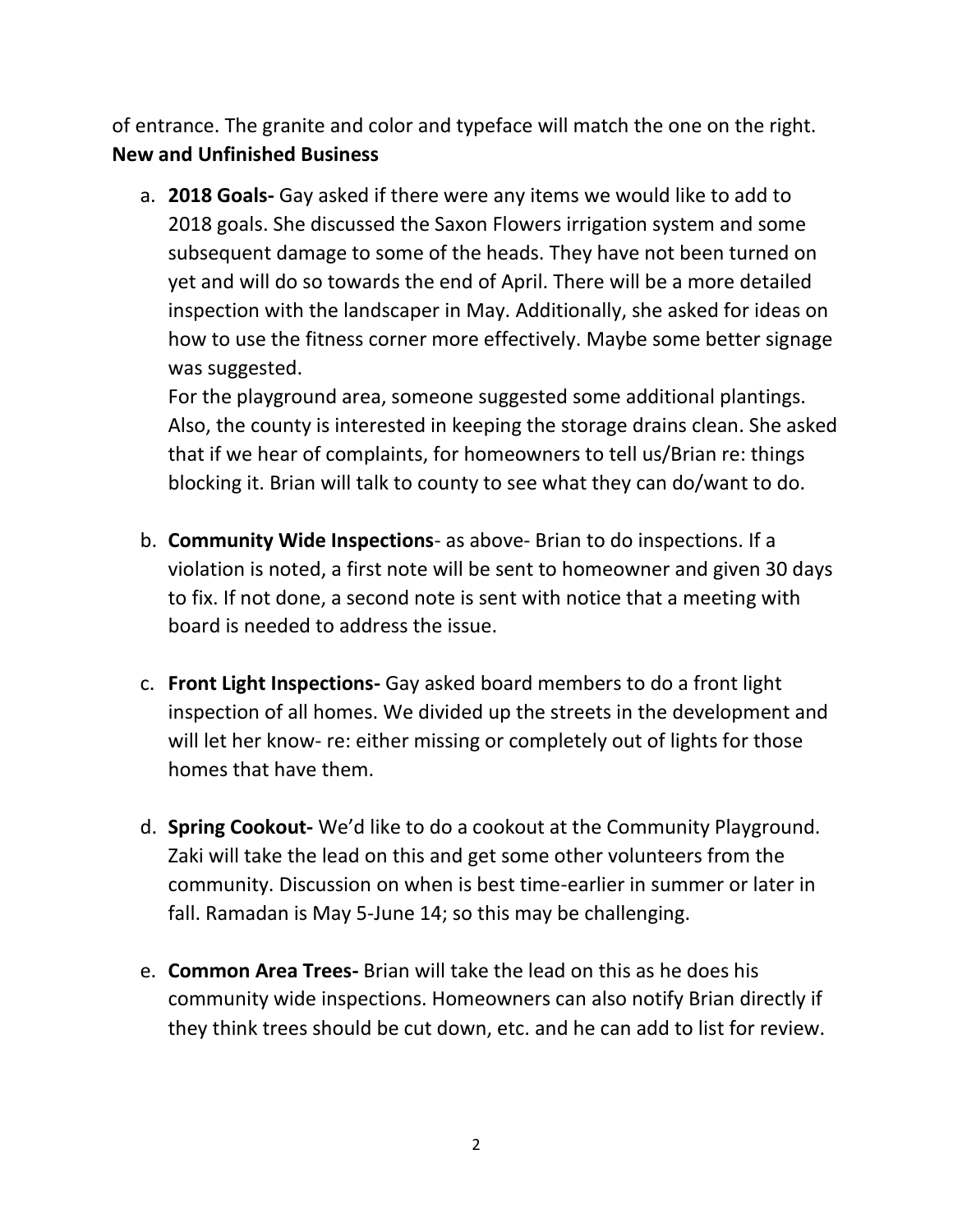of entrance. The granite and color and typeface will match the one on the right.

**New and Unfinished Business**

a. **2018 Goals-** Gay asked if there were any items we would like to add to 2018 goals. She discussed the Saxon Flowers irrigation system and some subsequent damage to some of the heads. They have not been turned on yet and will do so towards the end of April. There will be a more detailed inspection with the landscaper in May. Additionally, she asked for ideas on how to use the fitness corner more effectively. Maybe some better signage was suggested.
   For the playground area, someone suggested some additional plantings. Also, the county is interested in keeping the storage drains clean. She asked that if we hear of complaints, for homeowners to tell us/Brian re: things blocking it. Brian will talk to county to see what they can do/want to do.

b. **Community Wide Inspections**- as above- Brian to do inspections. If a violation is noted, a first note will be sent to homeowner and given 30 days to fix. If not done, a second note is sent with notice that a meeting with board is needed to address the issue.

c. **Front Light Inspections-** Gay asked board members to do a front light inspection of all homes. We divided up the streets in the development and will let her know- re: either missing or completely out of lights for those homes that have them.

d. **Spring Cookout-** We'd like to do a cookout at the Community Playground. Zaki will take the lead on this and get some other volunteers from the community. Discussion on when is best time-earlier in summer or later in fall. Ramadan is May 5-June 14; so this may be challenging.

e. **Common Area Trees-** Brian will take the lead on this as he does his community wide inspections. Homeowners can also notify Brian directly if they think trees should be cut down, etc. and he can add to list for review.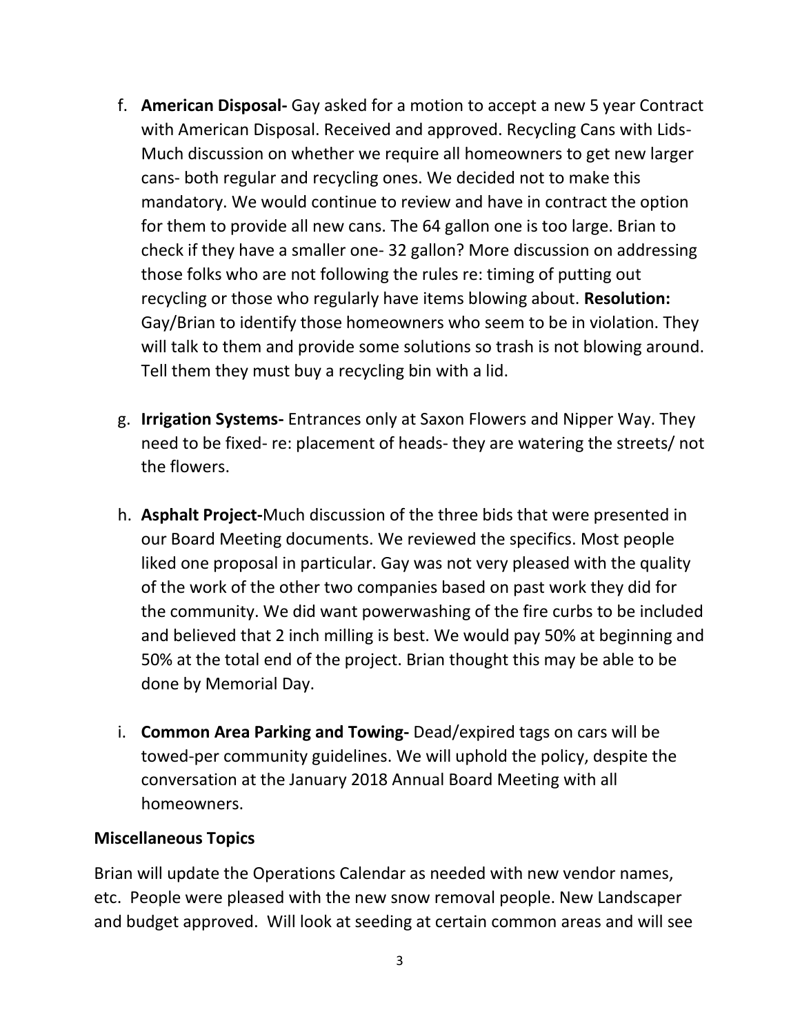f. **American Disposal-** Gay asked for a motion to accept a new 5 year Contract with American Disposal. Received and approved. Recycling Cans with Lids-Much discussion on whether we require all homeowners to get new larger cans- both regular and recycling ones. We decided not to make this mandatory. We would continue to review and have in contract the option for them to provide all new cans. The 64 gallon one is too large. Brian to check if they have a smaller one- 32 gallon? More discussion on addressing those folks who are not following the rules re: timing of putting out recycling or those who regularly have items blowing about. **Resolution:** Gay/Brian to identify those homeowners who seem to be in violation. They will talk to them and provide some solutions so trash is not blowing around. Tell them they must buy a recycling bin with a lid.

g. **Irrigation Systems-** Entrances only at Saxon Flowers and Nipper Way. They need to be fixed- re: placement of heads- they are watering the streets/ not the flowers.

h. **Asphalt Project-**Much discussion of the three bids that were presented in our Board Meeting documents. We reviewed the specifics. Most people liked one proposal in particular. Gay was not very pleased with the quality of the work of the other two companies based on past work they did for the community. We did want powerwashing of the fire curbs to be included and believed that 2 inch milling is best. We would pay 50% at beginning and 50% at the total end of the project. Brian thought this may be able to be done by Memorial Day.

i. **Common Area Parking and Towing-** Dead/expired tags on cars will be towed-per community guidelines. We will uphold the policy, despite the conversation at the January 2018 Annual Board Meeting with all homeowners.

**Miscellaneous Topics**

Brian will update the Operations Calendar as needed with new vendor names, etc. People were pleased with the new snow removal people. New Landscaper and budget approved. Will look at seeding at certain common areas and will see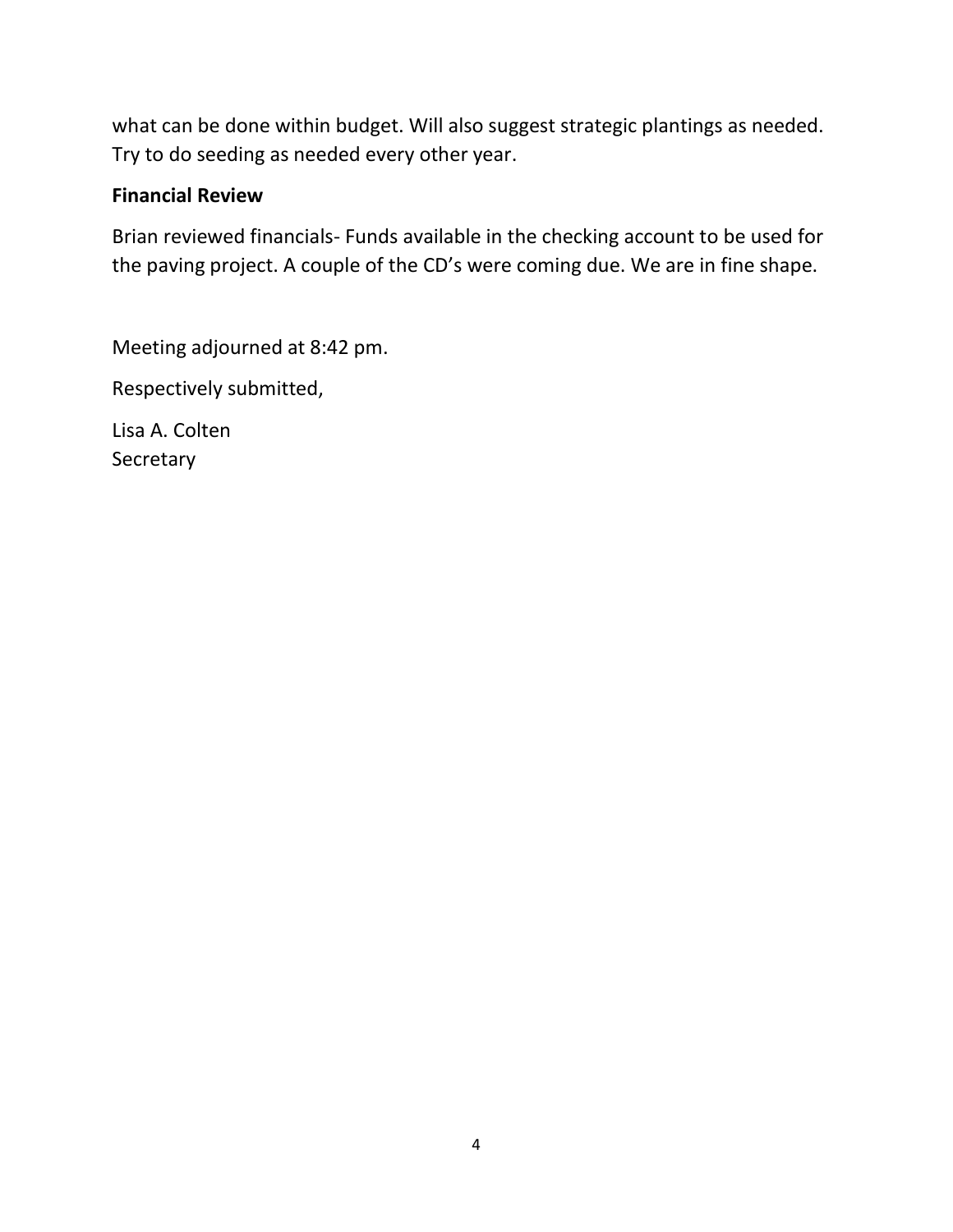what can be done within budget. Will also suggest strategic plantings as needed. Try to do seeding as needed every other year.

**Financial Review**

Brian reviewed financials- Funds available in the checking account to be used for the paving project. A couple of the CD's were coming due. We are in fine shape.

Meeting adjourned at 8:42 pm.

Respectively submitted,

Lisa A. Colten  
Secretary